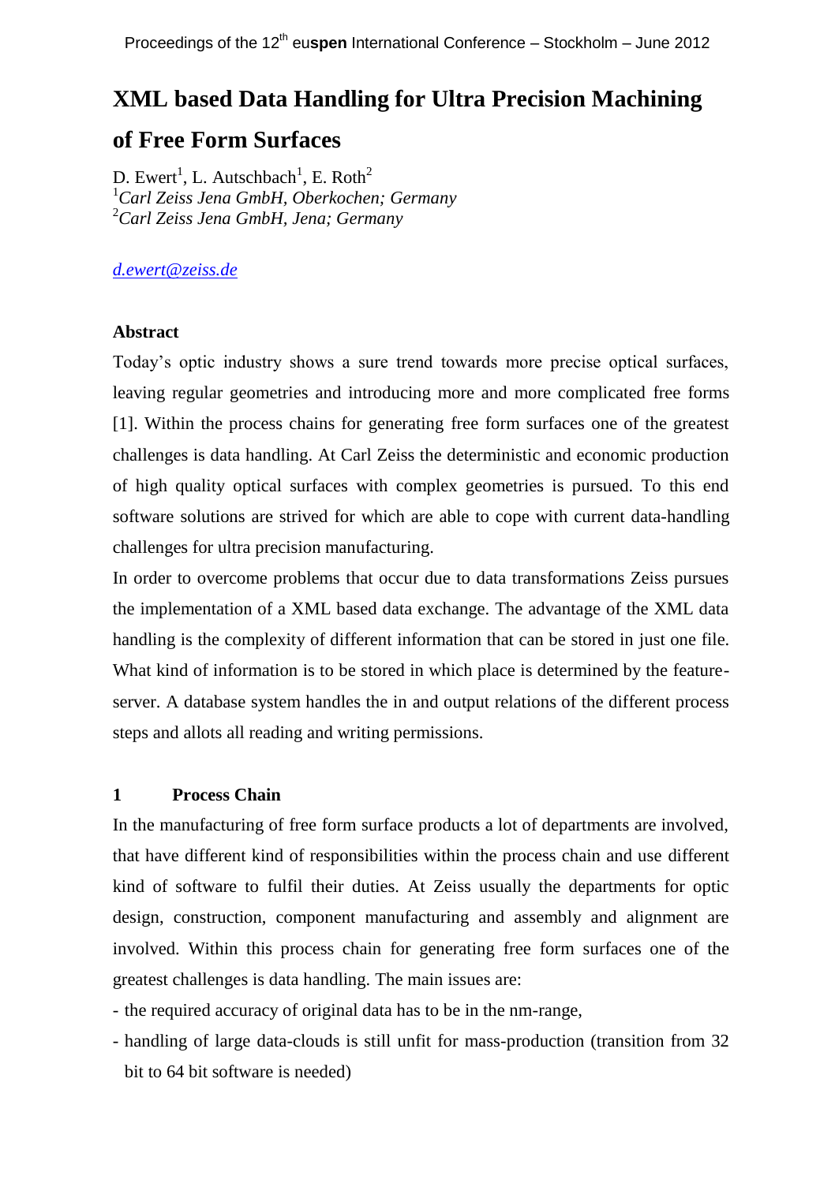# XML based Data Handling for Ultra Precision Machining of Free Form Surfaces

D. Ewert[1], L. Autschbach[1], E. Roth[2]
[1]*Carl Zeiss Jena GmbH, Oberkochen; Germany*
[2]*Carl Zeiss Jena GmbH, Jena; Germany*

*d.ewert@zeiss.de*

### Abstract

Today's optic industry shows a sure trend towards more precise optical surfaces, leaving regular geometries and introducing more and more complicated free forms [1]. Within the process chains for generating free form surfaces one of the greatest challenges is data handling. At Carl Zeiss the deterministic and economic production of high quality optical surfaces with complex geometries is pursued. To this end software solutions are strived for which are able to cope with current data-handling challenges for ultra precision manufacturing.

In order to overcome problems that occur due to data transformations Zeiss pursues the implementation of a XML based data exchange. The advantage of the XML data handling is the complexity of different information that can be stored in just one file. What kind of information is to be stored in which place is determined by the feature-server. A database system handles the in and output relations of the different process steps and allots all reading and writing permissions.

## 1 Process Chain

In the manufacturing of free form surface products a lot of departments are involved, that have different kind of responsibilities within the process chain and use different kind of software to fulfil their duties. At Zeiss usually the departments for optic design, construction, component manufacturing and assembly and alignment are involved. Within this process chain for generating free form surfaces one of the greatest challenges is data handling. The main issues are:

- the required accuracy of original data has to be in the nm-range,
- handling of large data-clouds is still unfit for mass-production (transition from 32 bit to 64 bit software is needed)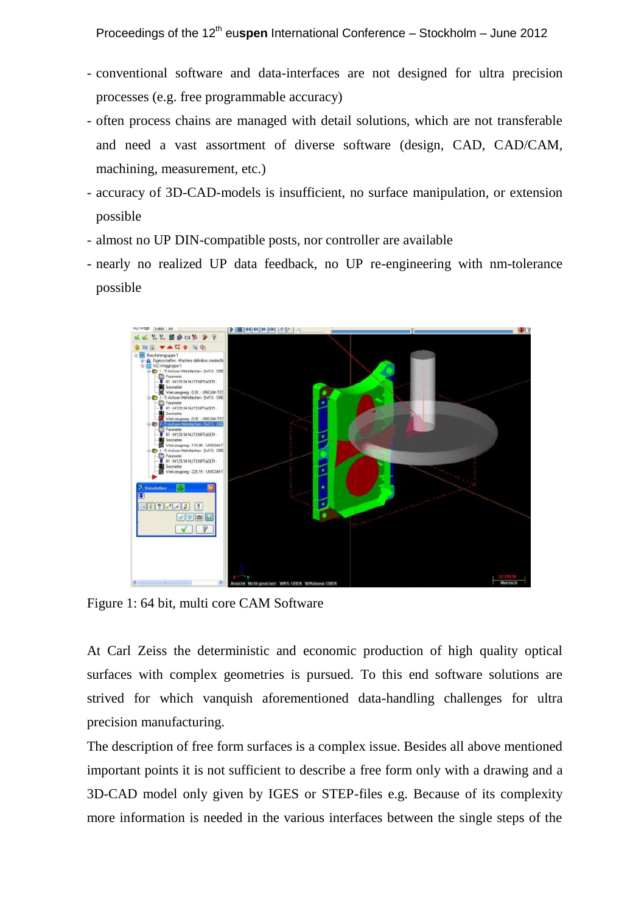- conventional software and data-interfaces are not designed for ultra precision processes (e.g. free programmable accuracy)
- often process chains are managed with detail solutions, which are not transferable and need a vast assortment of diverse software (design, CAD, CAD/CAM, machining, measurement, etc.)
- accuracy of 3D-CAD-models is insufficient, no surface manipulation, or extension possible
- almost no UP DIN-compatible posts, nor controller are available
- nearly no realized UP data feedback, no UP re-engineering with nm-tolerance possible

Figure 1: 64 bit, multi core CAM Software

At Carl Zeiss the deterministic and economic production of high quality optical surfaces with complex geometries is pursued. To this end software solutions are strived for which vanquish aforementioned data-handling challenges for ultra precision manufacturing.

The description of free form surfaces is a complex issue. Besides all above mentioned important points it is not sufficient to describe a free form only with a drawing and a 3D-CAD model only given by IGES or STEP-files e.g. Because of its complexity more information is needed in the various interfaces between the single steps of the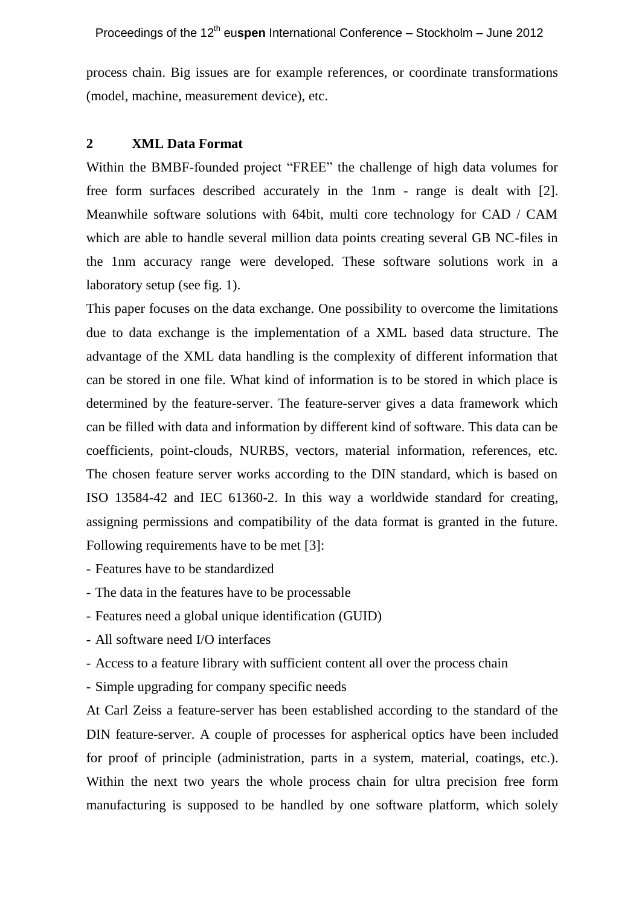process chain. Big issues are for example references, or coordinate transformations (model, machine, measurement device), etc.

## 2 XML Data Format

Within the BMBF-founded project "FREE" the challenge of high data volumes for free form surfaces described accurately in the 1nm - range is dealt with [2]. Meanwhile software solutions with 64bit, multi core technology for CAD / CAM which are able to handle several million data points creating several GB NC-files in the 1nm accuracy range were developed. These software solutions work in a laboratory setup (see fig. 1).

This paper focuses on the data exchange. One possibility to overcome the limitations due to data exchange is the implementation of a XML based data structure. The advantage of the XML data handling is the complexity of different information that can be stored in one file. What kind of information is to be stored in which place is determined by the feature-server. The feature-server gives a data framework which can be filled with data and information by different kind of software. This data can be coefficients, point-clouds, NURBS, vectors, material information, references, etc. The chosen feature server works according to the DIN standard, which is based on ISO 13584-42 and IEC 61360-2. In this way a worldwide standard for creating, assigning permissions and compatibility of the data format is granted in the future. Following requirements have to be met [3]:

- Features have to be standardized
- The data in the features have to be processable
- Features need a global unique identification (GUID)
- All software need I/O interfaces
- Access to a feature library with sufficient content all over the process chain
- Simple upgrading for company specific needs

At Carl Zeiss a feature-server has been established according to the standard of the DIN feature-server. A couple of processes for aspherical optics have been included for proof of principle (administration, parts in a system, material, coatings, etc.). Within the next two years the whole process chain for ultra precision free form manufacturing is supposed to be handled by one software platform, which solely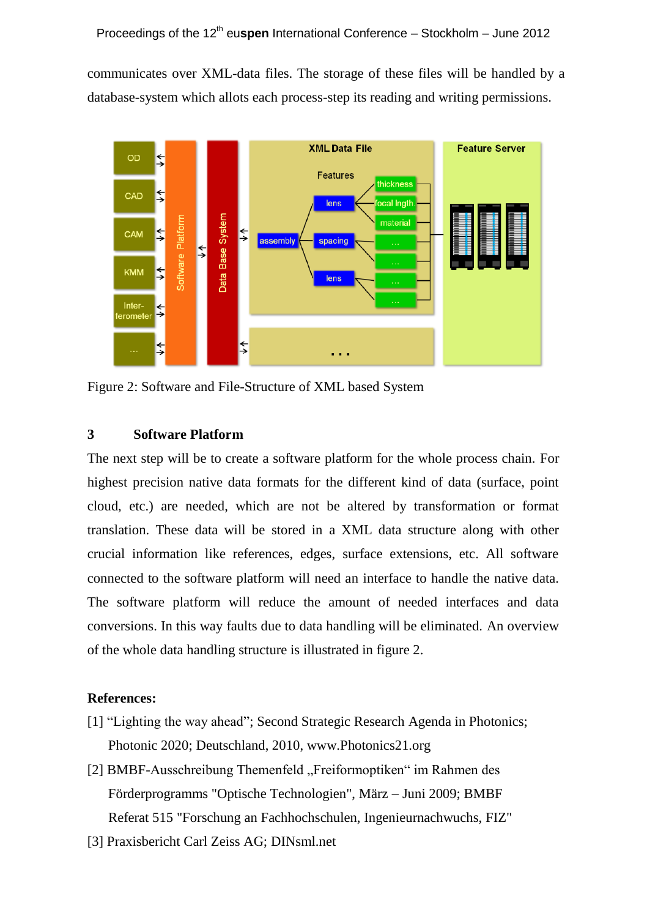communicates over XML-data files. The storage of these files will be handled by a database-system which allots each process-step its reading and writing permissions.

OD
CAD
CAM
KMM
Inter-ferometer
...
Software Platform
Data Base System
XML Data File
Features
assembly
lens
spacing
lens
thickness
focal lngth
material
...
...
...
...
...
Feature Server

Figure 2: Software and File-Structure of XML based System

## 3 Software Platform

The next step will be to create a software platform for the whole process chain. For highest precision native data formats for the different kind of data (surface, point cloud, etc.) are needed, which are not be altered by transformation or format translation. These data will be stored in a XML data structure along with other crucial information like references, edges, surface extensions, etc. All software connected to the software platform will need an interface to handle the native data. The software platform will reduce the amount of needed interfaces and data conversions. In this way faults due to data handling will be eliminated. An overview of the whole data handling structure is illustrated in figure 2.

**References:**

[1] “Lighting the way ahead”; Second Strategic Research Agenda in Photonics; Photonic 2020; Deutschland, 2010, www.Photonics21.org

[2] BMBF-Ausschreibung Themenfeld „Freiformoptiken“ im Rahmen des Förderprogramms "Optische Technologien", März – Juni 2009; BMBF Referat 515 "Forschung an Fachhochschulen, Ingenieurnachwuchs, FIZ"

[3] Praxisbericht Carl Zeiss AG; DINsml.net